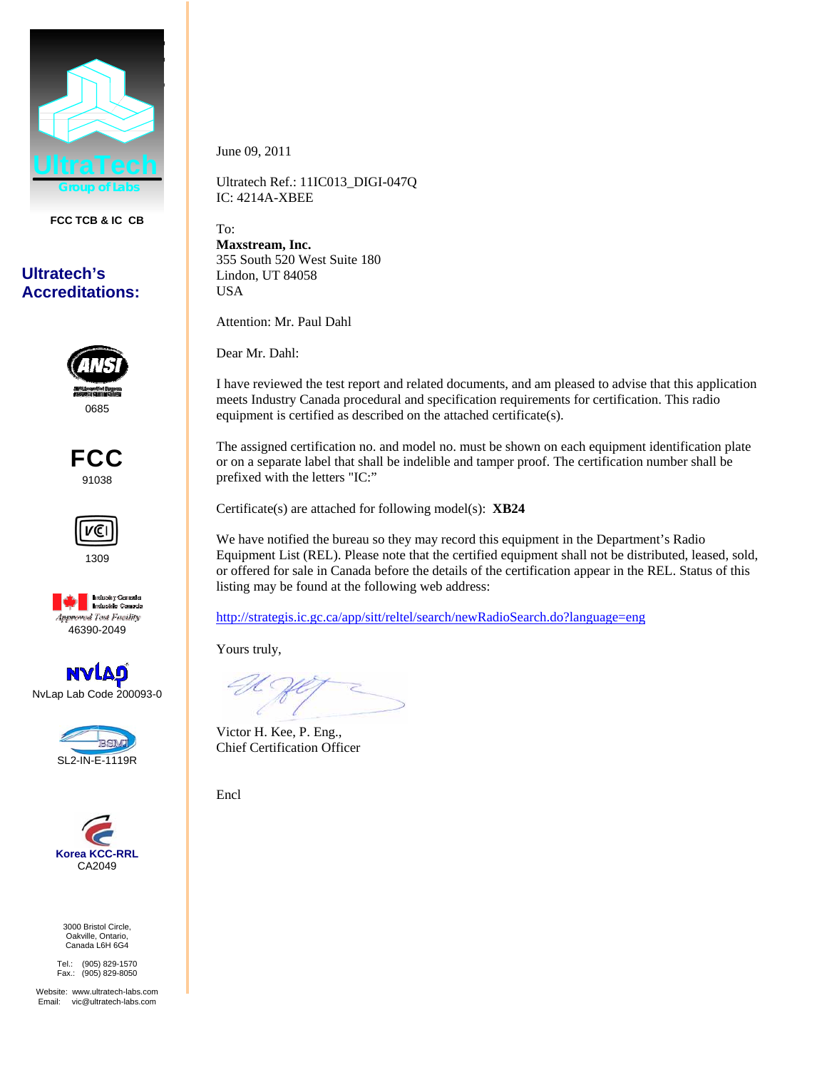UltraTech
Group of Labs

FCC TCB & IC CB

## Ultratech's Accreditations:

ANSI
0685

FCC
91038

VCI
1309

Industry Canada
Industrie Canada
Approved Test Facility
46390-2049

NVLAP
NvLap Lab Code 200093-0

BSMI
SL2-IN-E-1119R

Korea KCC-RRL
CA2049

3000 Bristol Circle,
Oakville, Ontario,
Canada L6H 6G4

Tel.: (905) 829-1570
Fax.: (905) 829-8050

Website: www.ultratech-labs.com
Email: vic@ultratech-labs.com

---

June 09, 2011

Ultratech Ref.: 11IC013_DIGI-047Q
IC: 4214A-XBEE

To:
**Maxstream, Inc.**
355 South 520 West Suite 180
Lindon, UT 84058
USA

Attention: Mr. Paul Dahl

Dear Mr. Dahl:

I have reviewed the test report and related documents, and am pleased to advise that this application meets Industry Canada procedural and specification requirements for certification. This radio equipment is certified as described on the attached certificate(s).

The assigned certification no. and model no. must be shown on each equipment identification plate or on a separate label that shall be indelible and tamper proof. The certification number shall be prefixed with the letters "IC:"

Certificate(s) are attached for following model(s): **XB24**

We have notified the bureau so they may record this equipment in the Department's Radio Equipment List (REL). Please note that the certified equipment shall not be distributed, leased, sold, or offered for sale in Canada before the details of the certification appear in the REL. Status of this listing may be found at the following web address:

http://strategis.ic.gc.ca/app/sitt/reltel/search/newRadioSearch.do?language=eng

Yours truly,

Victor H. Kee, P. Eng.,
Chief Certification Officer

Encl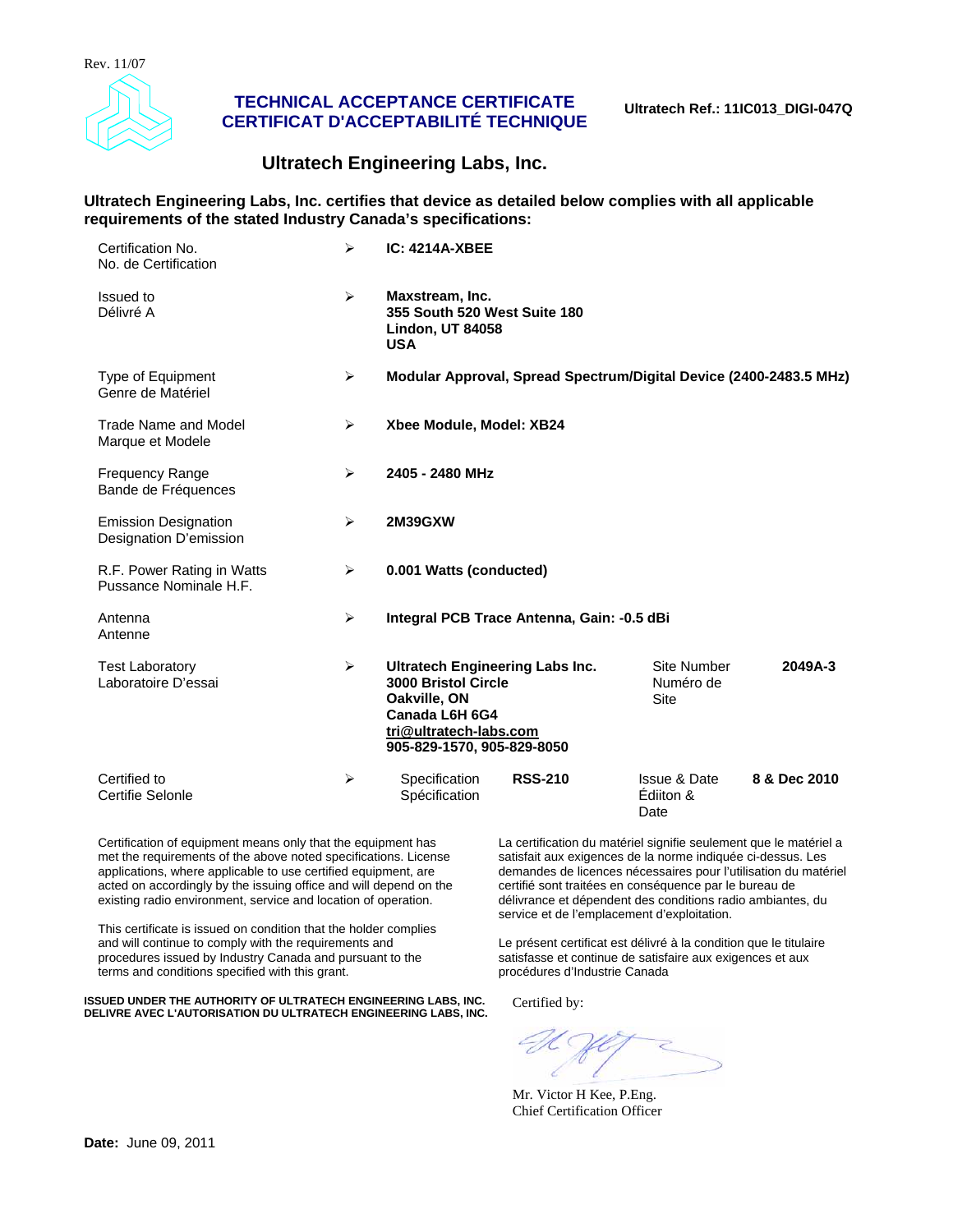Rev. 11/07

# TECHNICAL ACCEPTANCE CERTIFICATE
# CERTIFICAT D'ACCEPTABILITÉ TECHNIQUE

**Ultratech Ref.: 11IC013_DIGI-047Q**

## Ultratech Engineering Labs, Inc.

**Ultratech Engineering Labs, Inc. certifies that device as detailed below complies with all applicable requirements of the stated Industry Canada's specifications:**

| | | | | |
|---|---|---|---|---|
| Certification No.<br>No. de Certification | ➢ | **IC: 4214A-XBEE** | | |
| Issued to<br>Délivré A | ➢ | **Maxstream, Inc.<br>355 South 520 West Suite 180<br>Lindon, UT 84058<br>USA** | | |
| Type of Equipment<br>Genre de Matériel | ➢ | **Modular Approval, Spread Spectrum/Digital Device (2400-2483.5 MHz)** | | |
| Trade Name and Model<br>Marque et Modele | ➢ | **Xbee Module, Model: XB24** | | |
| Frequency Range<br>Bande de Fréquences | ➢ | **2405 - 2480 MHz** | | |
| Emission Designation<br>Designation D'emission | ➢ | **2M39GXW** | | |
| R.F. Power Rating in Watts<br>Pussance Nominale H.F. | ➢ | **0.001 Watts (conducted)** | | |
| Antenna<br>Antenne | ➢ | **Integral PCB Trace Antenna, Gain: -0.5 dBi** | | |
| Test Laboratory<br>Laboratoire D'essai | ➢ | **Ultratech Engineering Labs Inc.<br>3000 Bristol Circle<br>Oakville, ON<br>Canada L6H 6G4<br>tri@ultratech-labs.com<br>905-829-1570, 905-829-8050** | Site Number<br>Numéro de Site | **2049A-3** |
| Certified to<br>Certifie Selonle | ➢ | Specification<br>Spécification **RSS-210** | Issue & Date<br>Édiiton & Date | **8 & Dec 2010** |

Certification of equipment means only that the equipment has met the requirements of the above noted specifications. License applications, where applicable to use certified equipment, are acted on accordingly by the issuing office and will depend on the existing radio environment, service and location of operation.

This certificate is issued on condition that the holder complies and will continue to comply with the requirements and procedures issued by Industry Canada and pursuant to the terms and conditions specified with this grant.

La certification du matériel signifie seulement que le matériel a satisfait aux exigences de la norme indiquée ci-dessus. Les demandes de licences nécessaires pour l'utilisation du matériel certifié sont traitées en conséquence par le bureau de délivrance et dépendent des conditions radio ambiantes, du service et de l'emplacement d'exploitation.

Le présent certificat est délivré à la condition que le titulaire satisfasse et continue de satisfaire aux exigences et aux procédures d'Industrie Canada

**ISSUED UNDER THE AUTHORITY OF ULTRATECH ENGINEERING LABS, INC.**
**DELIVRE AVEC L'AUTORISATION DU ULTRATECH ENGINEERING LABS, INC.**

Certified by:

Mr. Victor H Kee, P.Eng.
Chief Certification Officer

**Date:** June 09, 2011